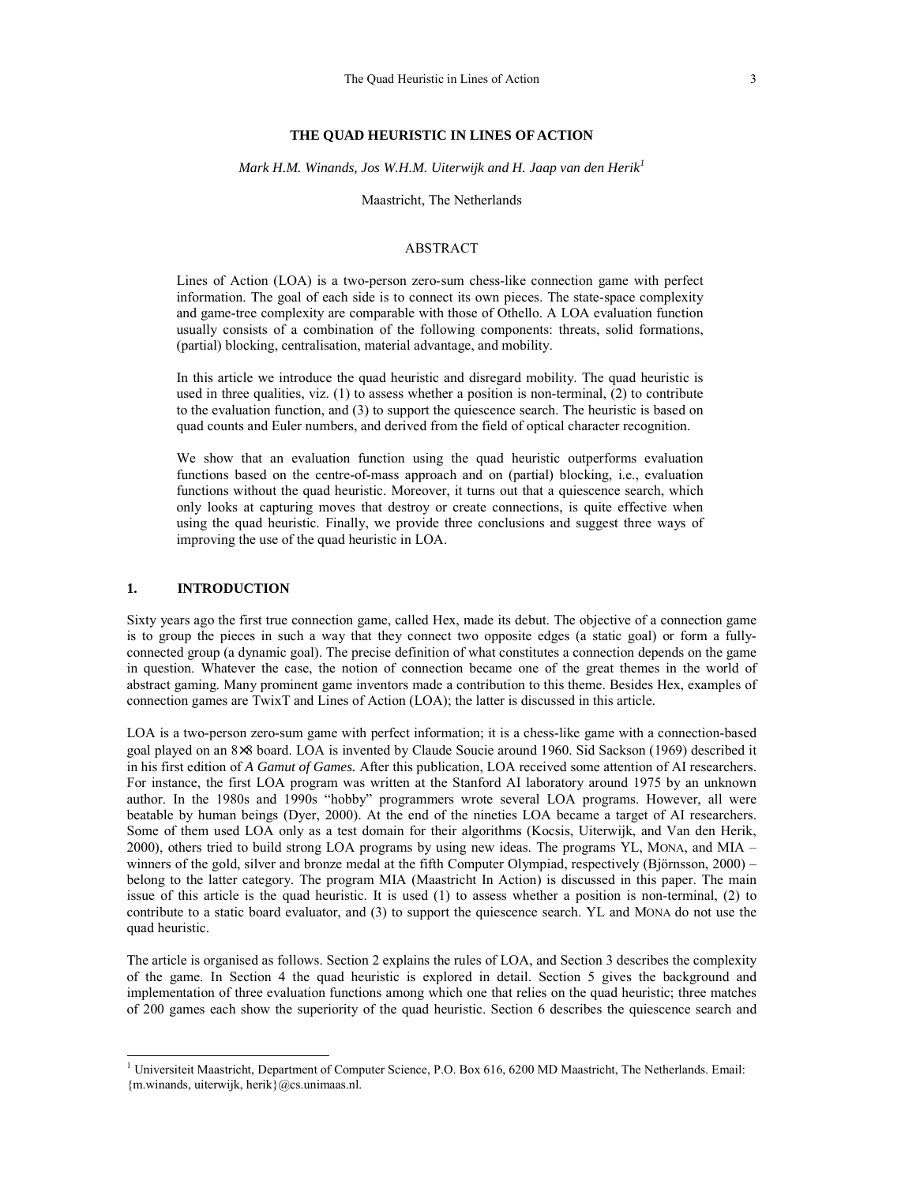# THE QUAD HEURISTIC IN LINES OF ACTION

*Mark H.M. Winands, Jos W.H.M. Uiterwijk and H. Jaap van den Herik*[1]

Maastricht, The Netherlands

## ABSTRACT

Lines of Action (LOA) is a two-person zero-sum chess-like connection game with perfect information. The goal of each side is to connect its own pieces. The state-space complexity and game-tree complexity are comparable with those of Othello. A LOA evaluation function usually consists of a combination of the following components: threats, solid formations, (partial) blocking, centralisation, material advantage, and mobility.

In this article we introduce the quad heuristic and disregard mobility. The quad heuristic is used in three qualities, viz. (1) to assess whether a position is non-terminal, (2) to contribute to the evaluation function, and (3) to support the quiescence search. The heuristic is based on quad counts and Euler numbers, and derived from the field of optical character recognition.

We show that an evaluation function using the quad heuristic outperforms evaluation functions based on the centre-of-mass approach and on (partial) blocking, i.e., evaluation functions without the quad heuristic. Moreover, it turns out that a quiescence search, which only looks at capturing moves that destroy or create connections, is quite effective when using the quad heuristic. Finally, we provide three conclusions and suggest three ways of improving the use of the quad heuristic in LOA.

## 1. INTRODUCTION

Sixty years ago the first true connection game, called Hex, made its debut. The objective of a connection game is to group the pieces in such a way that they connect two opposite edges (a static goal) or form a fully-connected group (a dynamic goal). The precise definition of what constitutes a connection depends on the game in question. Whatever the case, the notion of connection became one of the great themes in the world of abstract gaming. Many prominent game inventors made a contribution to this theme. Besides Hex, examples of connection games are TwixT and Lines of Action (LOA); the latter is discussed in this article.

LOA is a two-person zero-sum game with perfect information; it is a chess-like game with a connection-based goal played on an 8×8 board. LOA is invented by Claude Soucie around 1960. Sid Sackson (1969) described it in his first edition of *A Gamut of Games.* After this publication, LOA received some attention of AI researchers. For instance, the first LOA program was written at the Stanford AI laboratory around 1975 by an unknown author. In the 1980s and 1990s "hobby" programmers wrote several LOA programs. However, all were beatable by human beings (Dyer, 2000). At the end of the nineties LOA became a target of AI researchers. Some of them used LOA only as a test domain for their algorithms (Kocsis, Uiterwijk, and Van den Herik, 2000), others tried to build strong LOA programs by using new ideas. The programs YL, MONA, and MIA – winners of the gold, silver and bronze medal at the fifth Computer Olympiad, respectively (Björnsson, 2000) – belong to the latter category. The program MIA (Maastricht In Action) is discussed in this paper. The main issue of this article is the quad heuristic. It is used (1) to assess whether a position is non-terminal, (2) to contribute to a static board evaluator, and (3) to support the quiescence search. YL and MONA do not use the quad heuristic.

The article is organised as follows. Section 2 explains the rules of LOA, and Section 3 describes the complexity of the game. In Section 4 the quad heuristic is explored in detail. Section 5 gives the background and implementation of three evaluation functions among which one that relies on the quad heuristic; three matches of 200 games each show the superiority of the quad heuristic. Section 6 describes the quiescence search and

[1] Universiteit Maastricht, Department of Computer Science, P.O. Box 616, 6200 MD Maastricht, The Netherlands. Email: {m.winands, uiterwijk, herik}@cs.unimaas.nl.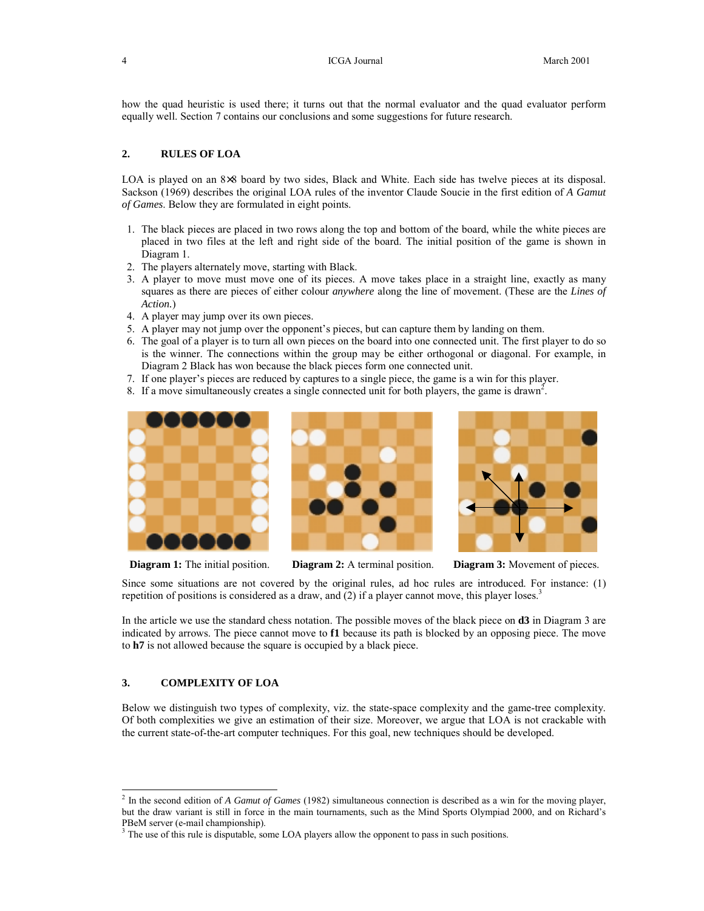how the quad heuristic is used there; it turns out that the normal evaluator and the quad evaluator perform equally well. Section 7 contains our conclusions and some suggestions for future research.

## 2. RULES OF LOA

LOA is played on an 8×8 board by two sides, Black and White. Each side has twelve pieces at its disposal. Sackson (1969) describes the original LOA rules of the inventor Claude Soucie in the first edition of *A Gamut of Games*. Below they are formulated in eight points.

1. The black pieces are placed in two rows along the top and bottom of the board, while the white pieces are placed in two files at the left and right side of the board. The initial position of the game is shown in Diagram 1.
2. The players alternately move, starting with Black.
3. A player to move must move one of its pieces. A move takes place in a straight line, exactly as many squares as there are pieces of either colour *anywhere* along the line of movement. (These are the *Lines of Action.*)
4. A player may jump over its own pieces.
5. A player may not jump over the opponent's pieces, but can capture them by landing on them.
6. The goal of a player is to turn all own pieces on the board into one connected unit. The first player to do so is the winner. The connections within the group may be either orthogonal or diagonal. For example, in Diagram 2 Black has won because the black pieces form one connected unit.
7. If one player's pieces are reduced by captures to a single piece, the game is a win for this player.
8. If a move simultaneously creates a single connected unit for both players, the game is drawn[2].

**Diagram 1:** The initial position.

**Diagram 2:** A terminal position.

**Diagram 3:** Movement of pieces.

Since some situations are not covered by the original rules, ad hoc rules are introduced. For instance: (1) repetition of positions is considered as a draw, and (2) if a player cannot move, this player loses.[3]

In the article we use the standard chess notation. The possible moves of the black piece on **d3** in Diagram 3 are indicated by arrows. The piece cannot move to **f1** because its path is blocked by an opposing piece. The move to **h7** is not allowed because the square is occupied by a black piece.

## 3. COMPLEXITY OF LOA

Below we distinguish two types of complexity, viz. the state-space complexity and the game-tree complexity. Of both complexities we give an estimation of their size. Moreover, we argue that LOA is not crackable with the current state-of-the-art computer techniques. For this goal, new techniques should be developed.

---

[2] In the second edition of *A Gamut of Games* (1982) simultaneous connection is described as a win for the moving player, but the draw variant is still in force in the main tournaments, such as the Mind Sports Olympiad 2000, and on Richard's PBeM server (e-mail championship).

[3] The use of this rule is disputable, some LOA players allow the opponent to pass in such positions.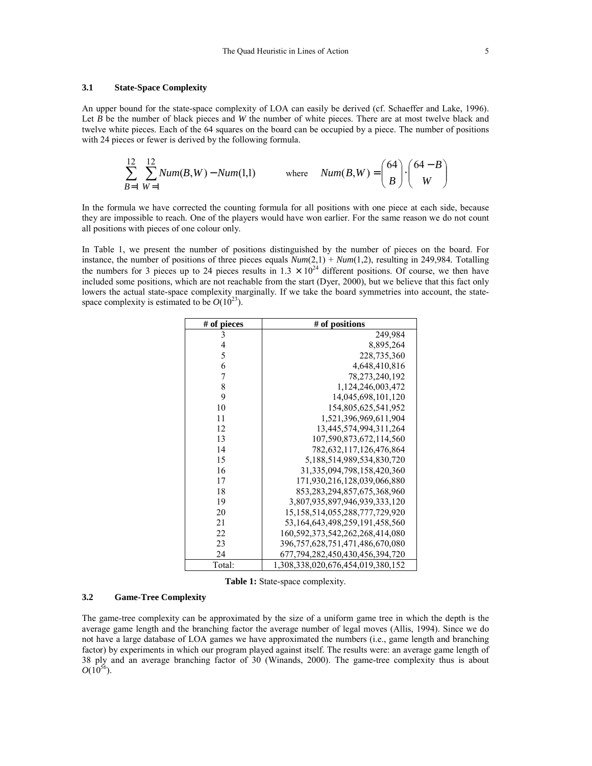### 3.1 State-Space Complexity

An upper bound for the state-space complexity of LOA can easily be derived (cf. Schaeffer and Lake, 1996). Let $B$ be the number of black pieces and $W$ the number of white pieces. There are at most twelve black and twelve white pieces. Each of the 64 squares on the board can be occupied by a piece. The number of positions with 24 pieces or fewer is derived by the following formula.

$$\sum_{B=1}^{12} \sum_{W=1}^{12} Num(B,W) - Num(1,1) \qquad \text{where} \qquad Num(B,W) = \binom{64}{B} \cdot \binom{64-B}{W}$$

In the formula we have corrected the counting formula for all positions with one piece at each side, because they are impossible to reach. One of the players would have won earlier. For the same reason we do not count all positions with pieces of one colour only.

In Table 1, we present the number of positions distinguished by the number of pieces on the board. For instance, the number of positions of three pieces equals $Num(2,1) + Num(1,2)$, resulting in 249,984. Totalling the numbers for 3 pieces up to 24 pieces results in $1.3 \times 10^{24}$ different positions. Of course, we then have included some positions, which are not reachable from the start (Dyer, 2000), but we believe that this fact only lowers the actual state-space complexity marginally. If we take the board symmetries into account, the state-space complexity is estimated to be $O(10^{23})$.

| # of pieces | # of positions |
|---|---|
| 3 | 249,984 |
| 4 | 8,895,264 |
| 5 | 228,735,360 |
| 6 | 4,648,410,816 |
| 7 | 78,273,240,192 |
| 8 | 1,124,246,003,472 |
| 9 | 14,045,698,101,120 |
| 10 | 154,805,625,541,952 |
| 11 | 1,521,396,969,611,904 |
| 12 | 13,445,574,994,311,264 |
| 13 | 107,590,873,672,114,560 |
| 14 | 782,632,117,126,476,864 |
| 15 | 5,188,514,989,534,830,720 |
| 16 | 31,335,094,798,158,420,360 |
| 17 | 171,930,216,128,039,066,880 |
| 18 | 853,283,294,857,675,368,960 |
| 19 | 3,807,935,897,946,939,333,120 |
| 20 | 15,158,514,055,288,777,729,920 |
| 21 | 53,164,643,498,259,191,458,560 |
| 22 | 160,592,373,542,262,268,414,080 |
| 23 | 396,757,628,751,471,486,670,080 |
| 24 | 677,794,282,450,430,456,394,720 |
| Total: | 1,308,338,020,676,454,019,380,152 |

**Table 1:** State-space complexity.

### 3.2 Game-Tree Complexity

The game-tree complexity can be approximated by the size of a uniform game tree in which the depth is the average game length and the branching factor the average number of legal moves (Allis, 1994). Since we do not have a large database of LOA games we have approximated the numbers (i.e., game length and branching factor) by experiments in which our program played against itself. The results were: an average game length of 38 ply and an average branching factor of 30 (Winands, 2000). The game-tree complexity thus is about $O(10^{56})$.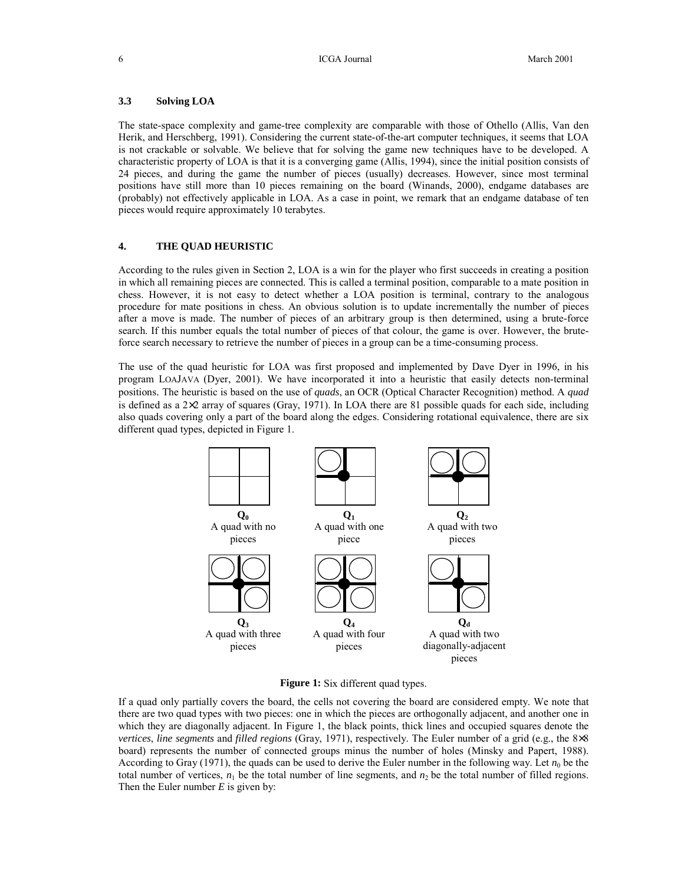### 3.3 Solving LOA

The state-space complexity and game-tree complexity are comparable with those of Othello (Allis, Van den Herik, and Herschberg, 1991). Considering the current state-of-the-art computer techniques, it seems that LOA is not crackable or solvable. We believe that for solving the game new techniques have to be developed. A characteristic property of LOA is that it is a converging game (Allis, 1994), since the initial position consists of 24 pieces, and during the game the number of pieces (usually) decreases. However, since most terminal positions have still more than 10 pieces remaining on the board (Winands, 2000), endgame databases are (probably) not effectively applicable in LOA. As a case in point, we remark that an endgame database of ten pieces would require approximately 10 terabytes.

## 4. THE QUAD HEURISTIC

According to the rules given in Section 2, LOA is a win for the player who first succeeds in creating a position in which all remaining pieces are connected. This is called a terminal position, comparable to a mate position in chess. However, it is not easy to detect whether a LOA position is terminal, contrary to the analogous procedure for mate positions in chess. An obvious solution is to update incrementally the number of pieces after a move is made. The number of pieces of an arbitrary group is then determined, using a brute-force search. If this number equals the total number of pieces of that colour, the game is over. However, the brute-force search necessary to retrieve the number of pieces in a group can be a time-consuming process.

The use of the quad heuristic for LOA was first proposed and implemented by Dave Dyer in 1996, in his program LOAJAVA (Dyer, 2001). We have incorporated it into a heuristic that easily detects non-terminal positions. The heuristic is based on the use of *quads*, an OCR (Optical Character Recognition) method. A *quad* is defined as a 2×2 array of squares (Gray, 1971). In LOA there are 81 possible quads for each side, including also quads covering only a part of the board along the edges. Considering rotational equivalence, there are six different quad types, depicted in Figure 1.

**$Q_0$** A quad with no pieces

**$Q_1$** A quad with one piece

**$Q_2$** A quad with two pieces

**$Q_3$** A quad with three pieces

**$Q_4$** A quad with four pieces

**$Q_d$** A quad with two diagonally-adjacent pieces

**Figure 1:** Six different quad types.

If a quad only partially covers the board, the cells not covering the board are considered empty. We note that there are two quad types with two pieces: one in which the pieces are orthogonally adjacent, and another one in which they are diagonally adjacent. In Figure 1, the black points, thick lines and occupied squares denote the *vertices*, *line segments* and *filled regions* (Gray, 1971), respectively. The Euler number of a grid (e.g., the 8×8 board) represents the number of connected groups minus the number of holes (Minsky and Papert, 1988). According to Gray (1971), the quads can be used to derive the Euler number in the following way. Let $n_0$ be the total number of vertices, $n_1$ be the total number of line segments, and $n_2$ be the total number of filled regions. Then the Euler number $E$ is given by: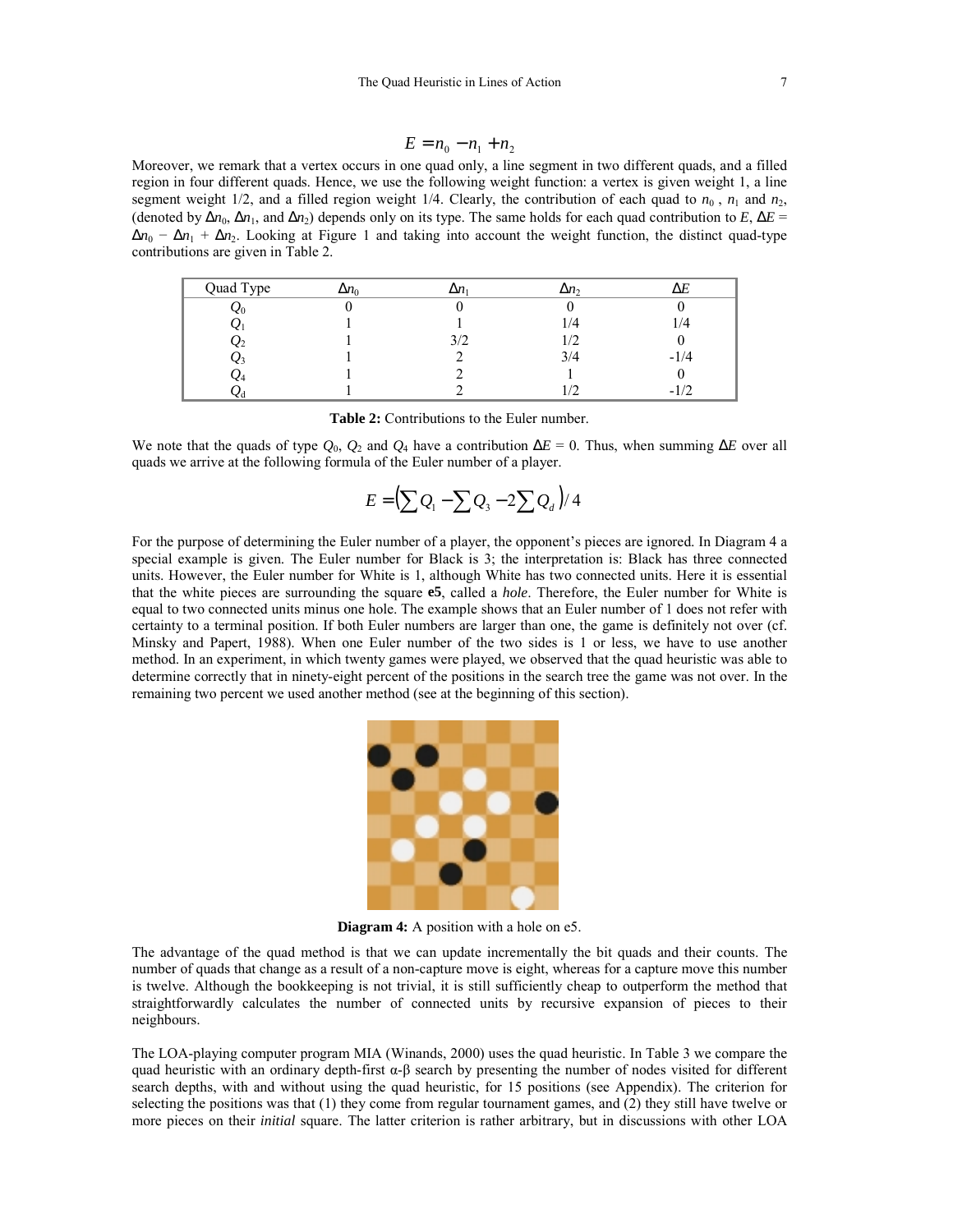$$E = n_0 - n_1 + n_2$$

Moreover, we remark that a vertex occurs in one quad only, a line segment in two different quads, and a filled region in four different quads. Hence, we use the following weight function: a vertex is given weight 1, a line segment weight 1/2, and a filled region weight 1/4. Clearly, the contribution of each quad to $n_0$, $n_1$ and $n_2$, (denoted by $\Delta n_0$, $\Delta n_1$, and $\Delta n_2$) depends only on its type. The same holds for each quad contribution to $E$, $\Delta E = \Delta n_0 - \Delta n_1 + \Delta n_2$. Looking at Figure 1 and taking into account the weight function, the distinct quad-type contributions are given in Table 2.

| Quad Type | $\Delta n_0$ | $\Delta n_1$ | $\Delta n_2$ | $\Delta E$ |
|---|---|---|---|---|
| $Q_0$ | 0 | 0 | 0 | 0 |
| $Q_1$ | 1 | 1 | 1/4 | 1/4 |
| $Q_2$ | 1 | 3/2 | 1/2 | 0 |
| $Q_3$ | 1 | 2 | 3/4 | -1/4 |
| $Q_4$ | 1 | 2 | 1 | 0 |
| $Q_d$ | 1 | 2 | 1/2 | -1/2 |

**Table 2:** Contributions to the Euler number.

We note that the quads of type $Q_0$, $Q_2$ and $Q_4$ have a contribution $\Delta E = 0$. Thus, when summing $\Delta E$ over all quads we arrive at the following formula of the Euler number of a player.

$$E = \left( \sum Q_1 - \sum Q_3 - 2 \sum Q_d \right) / 4$$

For the purpose of determining the Euler number of a player, the opponent's pieces are ignored. In Diagram 4 a special example is given. The Euler number for Black is 3; the interpretation is: Black has three connected units. However, the Euler number for White is 1, although White has two connected units. Here it is essential that the white pieces are surrounding the square **e5**, called a *hole*. Therefore, the Euler number for White is equal to two connected units minus one hole. The example shows that an Euler number of 1 does not refer with certainty to a terminal position. If both Euler numbers are larger than one, the game is definitely not over (cf. Minsky and Papert, 1988). When one Euler number of the two sides is 1 or less, we have to use another method. In an experiment, in which twenty games were played, we observed that the quad heuristic was able to determine correctly that in ninety-eight percent of the positions in the search tree the game was not over. In the remaining two percent we used another method (see at the beginning of this section).

**Diagram 4:** A position with a hole on e5.

The advantage of the quad method is that we can update incrementally the bit quads and their counts. The number of quads that change as a result of a non-capture move is eight, whereas for a capture move this number is twelve. Although the bookkeeping is not trivial, it is still sufficiently cheap to outperform the method that straightforwardly calculates the number of connected units by recursive expansion of pieces to their neighbours.

The LOA-playing computer program MIA (Winands, 2000) uses the quad heuristic. In Table 3 we compare the quad heuristic with an ordinary depth-first α-β search by presenting the number of nodes visited for different search depths, with and without using the quad heuristic, for 15 positions (see Appendix). The criterion for selecting the positions was that (1) they come from regular tournament games, and (2) they still have twelve or more pieces on their *initial* square. The latter criterion is rather arbitrary, but in discussions with other LOA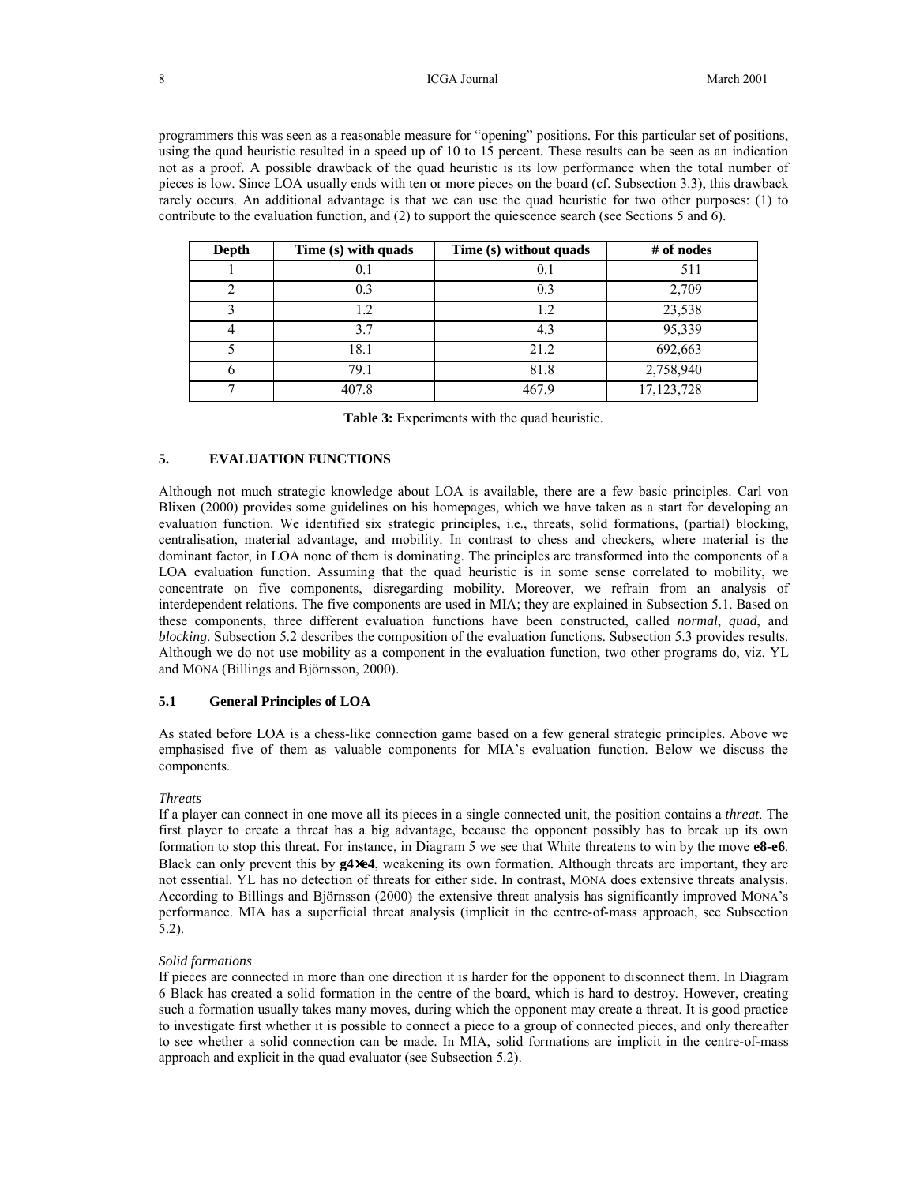programmers this was seen as a reasonable measure for "opening" positions. For this particular set of positions, using the quad heuristic resulted in a speed up of 10 to 15 percent. These results can be seen as an indication not as a proof. A possible drawback of the quad heuristic is its low performance when the total number of pieces is low. Since LOA usually ends with ten or more pieces on the board (cf. Subsection 3.3), this drawback rarely occurs. An additional advantage is that we can use the quad heuristic for two other purposes: (1) to contribute to the evaluation function, and (2) to support the quiescence search (see Sections 5 and 6).

| Depth | Time (s) with quads | Time (s) without quads | # of nodes |
|---|---|---|---|
| 1 | 0.1 | 0.1 | 511 |
| 2 | 0.3 | 0.3 | 2,709 |
| 3 | 1.2 | 1.2 | 23,538 |
| 4 | 3.7 | 4.3 | 95,339 |
| 5 | 18.1 | 21.2 | 692,663 |
| 6 | 79.1 | 81.8 | 2,758,940 |
| 7 | 407.8 | 467.9 | 17,123,728 |

**Table 3:** Experiments with the quad heuristic.

## 5. EVALUATION FUNCTIONS

Although not much strategic knowledge about LOA is available, there are a few basic principles. Carl von Blixen (2000) provides some guidelines on his homepages, which we have taken as a start for developing an evaluation function. We identified six strategic principles, i.e., threats, solid formations, (partial) blocking, centralisation, material advantage, and mobility. In contrast to chess and checkers, where material is the dominant factor, in LOA none of them is dominating. The principles are transformed into the components of a LOA evaluation function. Assuming that the quad heuristic is in some sense correlated to mobility, we concentrate on five components, disregarding mobility. Moreover, we refrain from an analysis of interdependent relations. The five components are used in MIA; they are explained in Subsection 5.1. Based on these components, three different evaluation functions have been constructed, called *normal*, *quad*, and *blocking*. Subsection 5.2 describes the composition of the evaluation functions. Subsection 5.3 provides results. Although we do not use mobility as a component in the evaluation function, two other programs do, viz. YL and MONA (Billings and Björnsson, 2000).

### 5.1 General Principles of LOA

As stated before LOA is a chess-like connection game based on a few general strategic principles. Above we emphasised five of them as valuable components for MIA's evaluation function. Below we discuss the components.

*Threats*

If a player can connect in one move all its pieces in a single connected unit, the position contains a *threat*. The first player to create a threat has a big advantage, because the opponent possibly has to break up its own formation to stop this threat. For instance, in Diagram 5 we see that White threatens to win by the move **e8-e6**. Black can only prevent this by **g4×e4**, weakening its own formation. Although threats are important, they are not essential. YL has no detection of threats for either side. In contrast, MONA does extensive threats analysis. According to Billings and Björnsson (2000) the extensive threat analysis has significantly improved MONA's performance. MIA has a superficial threat analysis (implicit in the centre-of-mass approach, see Subsection 5.2).

*Solid formations*

If pieces are connected in more than one direction it is harder for the opponent to disconnect them. In Diagram 6 Black has created a solid formation in the centre of the board, which is hard to destroy. However, creating such a formation usually takes many moves, during which the opponent may create a threat. It is good practice to investigate first whether it is possible to connect a piece to a group of connected pieces, and only thereafter to see whether a solid connection can be made. In MIA, solid formations are implicit in the centre-of-mass approach and explicit in the quad evaluator (see Subsection 5.2).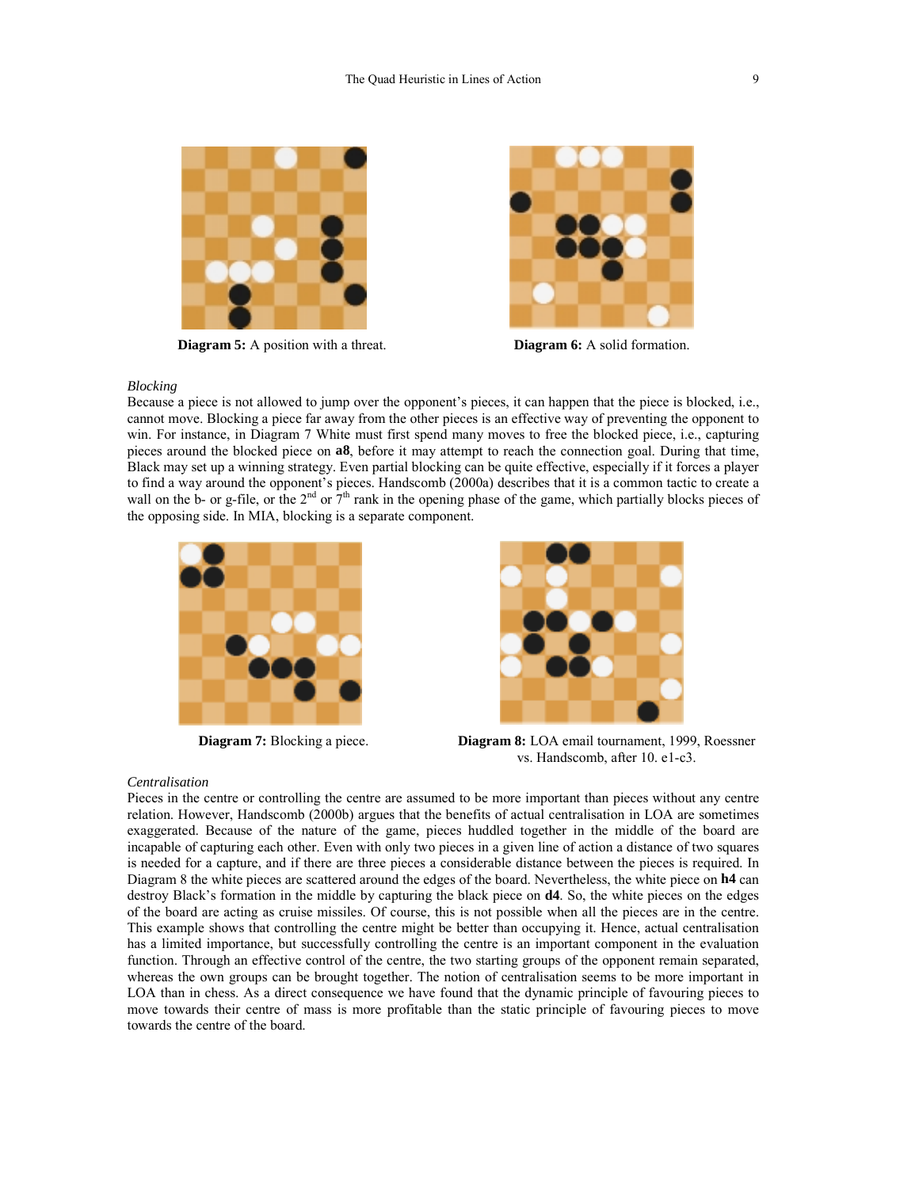Diagram 5: A position with a threat.

Diagram 6: A solid formation.

*Blocking*

Because a piece is not allowed to jump over the opponent's pieces, it can happen that the piece is blocked, i.e., cannot move. Blocking a piece far away from the other pieces is an effective way of preventing the opponent to win. For instance, in Diagram 7 White must first spend many moves to free the blocked piece, i.e., capturing pieces around the blocked piece on **a8**, before it may attempt to reach the connection goal. During that time, Black may set up a winning strategy. Even partial blocking can be quite effective, especially if it forces a player to find a way around the opponent's pieces. Handscomb (2000a) describes that it is a common tactic to create a wall on the b- or g-file, or the 2nd or 7th rank in the opening phase of the game, which partially blocks pieces of the opposing side. In MIA, blocking is a separate component.

**Diagram 7:** Blocking a piece.

**Diagram 8:** LOA email tournament, 1999, Roessner vs. Handscomb, after 10. e1-c3.

*Centralisation*

Pieces in the centre or controlling the centre are assumed to be more important than pieces without any centre relation. However, Handscomb (2000b) argues that the benefits of actual centralisation in LOA are sometimes exaggerated. Because of the nature of the game, pieces huddled together in the middle of the board are incapable of capturing each other. Even with only two pieces in a given line of action a distance of two squares is needed for a capture, and if there are three pieces a considerable distance between the pieces is required. In Diagram 8 the white pieces are scattered around the edges of the board. Nevertheless, the white piece on **h4** can destroy Black's formation in the middle by capturing the black piece on **d4**. So, the white pieces on the edges of the board are acting as cruise missiles. Of course, this is not possible when all the pieces are in the centre. This example shows that controlling the centre might be better than occupying it. Hence, actual centralisation has a limited importance, but successfully controlling the centre is an important component in the evaluation function. Through an effective control of the centre, the two starting groups of the opponent remain separated, whereas the own groups can be brought together. The notion of centralisation seems to be more important in LOA than in chess. As a direct consequence we have found that the dynamic principle of favouring pieces to move towards their centre of mass is more profitable than the static principle of favouring pieces to move towards the centre of the board.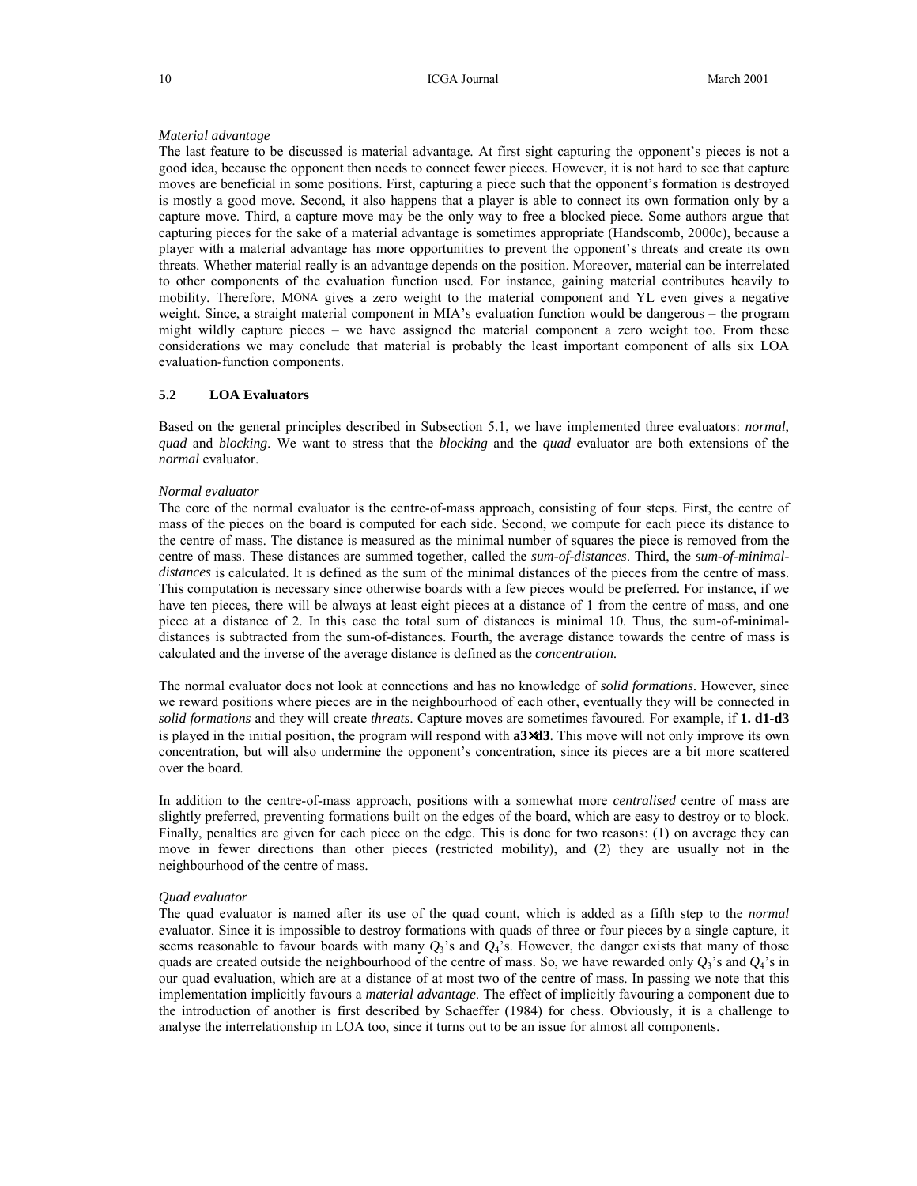*Material advantage*
The last feature to be discussed is material advantage. At first sight capturing the opponent's pieces is not a good idea, because the opponent then needs to connect fewer pieces. However, it is not hard to see that capture moves are beneficial in some positions. First, capturing a piece such that the opponent's formation is destroyed is mostly a good move. Second, it also happens that a player is able to connect its own formation only by a capture move. Third, a capture move may be the only way to free a blocked piece. Some authors argue that capturing pieces for the sake of a material advantage is sometimes appropriate (Handscomb, 2000c), because a player with a material advantage has more opportunities to prevent the opponent's threats and create its own threats. Whether material really is an advantage depends on the position. Moreover, material can be interrelated to other components of the evaluation function used. For instance, gaining material contributes heavily to mobility. Therefore, MONA gives a zero weight to the material component and YL even gives a negative weight. Since, a straight material component in MIA's evaluation function would be dangerous – the program might wildly capture pieces – we have assigned the material component a zero weight too. From these considerations we may conclude that material is probably the least important component of alls six LOA evaluation-function components.

### 5.2 LOA Evaluators

Based on the general principles described in Subsection 5.1, we have implemented three evaluators: *normal*, *quad* and *blocking*. We want to stress that the *blocking* and the *quad* evaluator are both extensions of the *normal* evaluator.

*Normal evaluator*
The core of the normal evaluator is the centre-of-mass approach, consisting of four steps. First, the centre of mass of the pieces on the board is computed for each side. Second, we compute for each piece its distance to the centre of mass. The distance is measured as the minimal number of squares the piece is removed from the centre of mass. These distances are summed together, called the *sum-of-distances*. Third, the *sum-of-minimal-distances* is calculated. It is defined as the sum of the minimal distances of the pieces from the centre of mass. This computation is necessary since otherwise boards with a few pieces would be preferred. For instance, if we have ten pieces, there will be always at least eight pieces at a distance of 1 from the centre of mass, and one piece at a distance of 2. In this case the total sum of distances is minimal 10. Thus, the sum-of-minimal-distances is subtracted from the sum-of-distances. Fourth, the average distance towards the centre of mass is calculated and the inverse of the average distance is defined as the *concentration*.

The normal evaluator does not look at connections and has no knowledge of *solid formations*. However, since we reward positions where pieces are in the neighbourhood of each other, eventually they will be connected in *solid formations* and they will create *threats*. Capture moves are sometimes favoured. For example, if **1. d1-d3** is played in the initial position, the program will respond with **a3×d3**. This move will not only improve its own concentration, but will also undermine the opponent's concentration, since its pieces are a bit more scattered over the board.

In addition to the centre-of-mass approach, positions with a somewhat more *centralised* centre of mass are slightly preferred, preventing formations built on the edges of the board, which are easy to destroy or to block. Finally, penalties are given for each piece on the edge. This is done for two reasons: (1) on average they can move in fewer directions than other pieces (restricted mobility), and (2) they are usually not in the neighbourhood of the centre of mass.

*Quad evaluator*
The quad evaluator is named after its use of the quad count, which is added as a fifth step to the *normal* evaluator. Since it is impossible to destroy formations with quads of three or four pieces by a single capture, it seems reasonable to favour boards with many $Q_3$'s and $Q_4$'s. However, the danger exists that many of those quads are created outside the neighbourhood of the centre of mass. So, we have rewarded only $Q_3$'s and $Q_4$'s in our quad evaluation, which are at a distance of at most two of the centre of mass. In passing we note that this implementation implicitly favours a *material advantage*. The effect of implicitly favouring a component due to the introduction of another is first described by Schaeffer (1984) for chess. Obviously, it is a challenge to analyse the interrelationship in LOA too, since it turns out to be an issue for almost all components.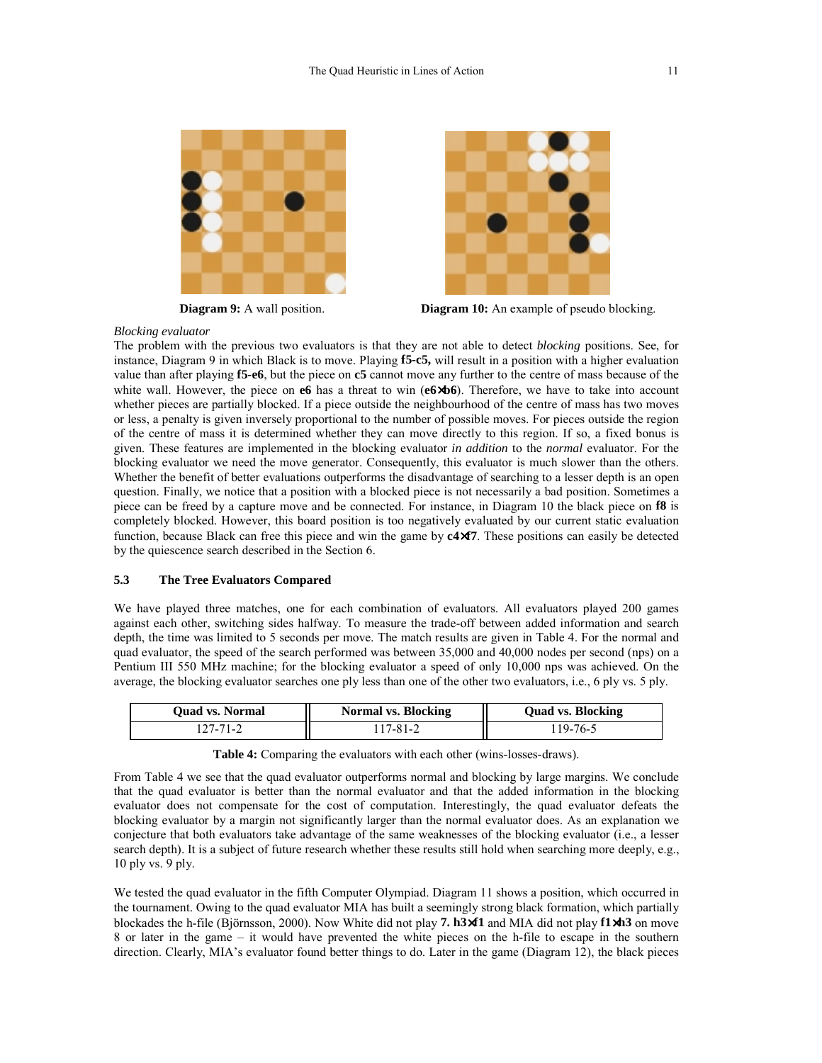**Diagram 9:** A wall position.

**Diagram 10:** An example of pseudo blocking.

*Blocking evaluator*

The problem with the previous two evaluators is that they are not able to detect *blocking* positions. See, for instance, Diagram 9 in which Black is to move. Playing **f5-c5,** will result in a position with a higher evaluation value than after playing **f5-e6**, but the piece on **c5** cannot move any further to the centre of mass because of the white wall. However, the piece on **e6** has a threat to win (**e6×b6**). Therefore, we have to take into account whether pieces are partially blocked. If a piece outside the neighbourhood of the centre of mass has two moves or less, a penalty is given inversely proportional to the number of possible moves. For pieces outside the region of the centre of mass it is determined whether they can move directly to this region. If so, a fixed bonus is given. These features are implemented in the blocking evaluator *in addition* to the *normal* evaluator. For the blocking evaluator we need the move generator. Consequently, this evaluator is much slower than the others. Whether the benefit of better evaluations outperforms the disadvantage of searching to a lesser depth is an open question. Finally, we notice that a position with a blocked piece is not necessarily a bad position. Sometimes a piece can be freed by a capture move and be connected. For instance, in Diagram 10 the black piece on **f8** is completely blocked. However, this board position is too negatively evaluated by our current static evaluation function, because Black can free this piece and win the game by **c4×f7**. These positions can easily be detected by the quiescence search described in the Section 6.

### 5.3 The Tree Evaluators Compared

We have played three matches, one for each combination of evaluators. All evaluators played 200 games against each other, switching sides halfway. To measure the trade-off between added information and search depth, the time was limited to 5 seconds per move. The match results are given in Table 4. For the normal and quad evaluator, the speed of the search performed was between 35,000 and 40,000 nodes per second (nps) on a Pentium III 550 MHz machine; for the blocking evaluator a speed of only 10,000 nps was achieved. On the average, the blocking evaluator searches one ply less than one of the other two evaluators, i.e., 6 ply vs. 5 ply.

| Quad vs. Normal | Normal vs. Blocking | Quad vs. Blocking |
|---|---|---|
| 127-71-2 | 117-81-2 | 119-76-5 |

**Table 4:** Comparing the evaluators with each other (wins-losses-draws).

From Table 4 we see that the quad evaluator outperforms normal and blocking by large margins. We conclude that the quad evaluator is better than the normal evaluator and that the added information in the blocking evaluator does not compensate for the cost of computation. Interestingly, the quad evaluator defeats the blocking evaluator by a margin not significantly larger than the normal evaluator does. As an explanation we conjecture that both evaluators take advantage of the same weaknesses of the blocking evaluator (i.e., a lesser search depth). It is a subject of future research whether these results still hold when searching more deeply, e.g., 10 ply vs. 9 ply.

We tested the quad evaluator in the fifth Computer Olympiad. Diagram 11 shows a position, which occurred in the tournament. Owing to the quad evaluator MIA has built a seemingly strong black formation, which partially blockades the h-file (Björnsson, 2000). Now White did not play **7. h3×f1** and MIA did not play **f1×h3** on move 8 or later in the game – it would have prevented the white pieces on the h-file to escape in the southern direction. Clearly, MIA's evaluator found better things to do. Later in the game (Diagram 12), the black pieces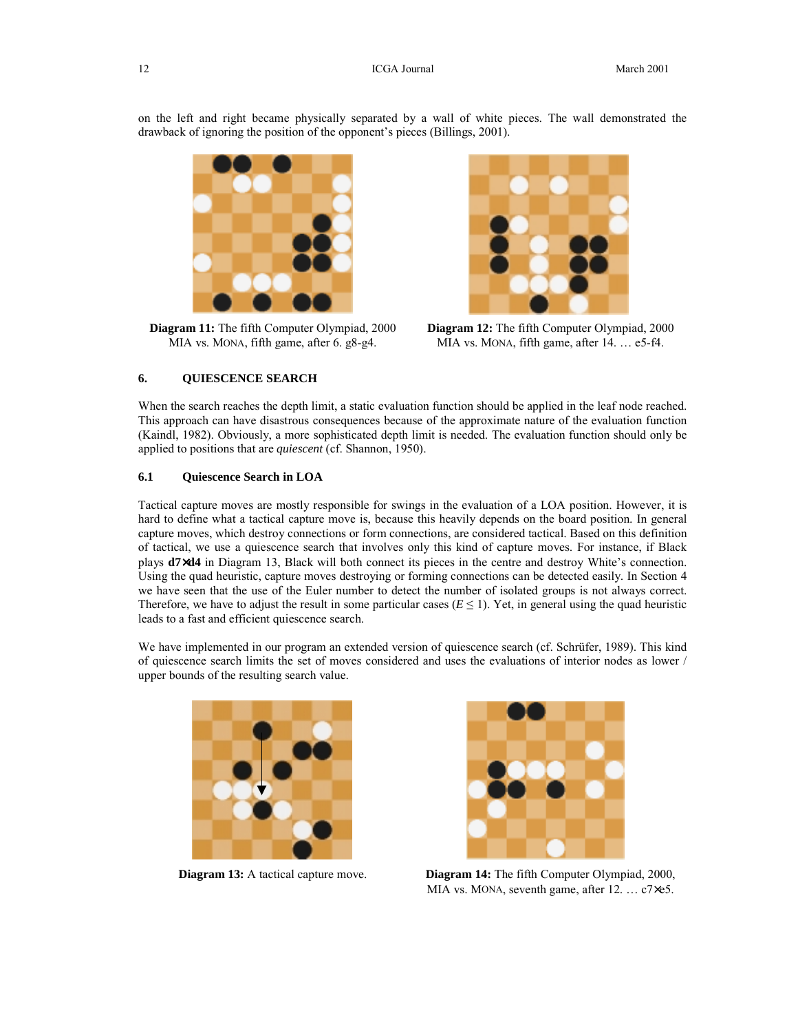on the left and right became physically separated by a wall of white pieces. The wall demonstrated the drawback of ignoring the position of the opponent's pieces (Billings, 2001).

**Diagram 11:** The fifth Computer Olympiad, 2000 MIA vs. MONA, fifth game, after 6. g8-g4.

**Diagram 12:** The fifth Computer Olympiad, 2000 MIA vs. MONA, fifth game, after 14. … e5-f4.

## 6. QUIESCENCE SEARCH

When the search reaches the depth limit, a static evaluation function should be applied in the leaf node reached. This approach can have disastrous consequences because of the approximate nature of the evaluation function (Kaindl, 1982). Obviously, a more sophisticated depth limit is needed. The evaluation function should only be applied to positions that are *quiescent* (cf. Shannon, 1950).

### 6.1 Quiescence Search in LOA

Tactical capture moves are mostly responsible for swings in the evaluation of a LOA position. However, it is hard to define what a tactical capture move is, because this heavily depends on the board position. In general capture moves, which destroy connections or form connections, are considered tactical. Based on this definition of tactical, we use a quiescence search that involves only this kind of capture moves. For instance, if Black plays **d7×d4** in Diagram 13, Black will both connect its pieces in the centre and destroy White's connection. Using the quad heuristic, capture moves destroying or forming connections can be detected easily. In Section 4 we have seen that the use of the Euler number to detect the number of isolated groups is not always correct. Therefore, we have to adjust the result in some particular cases ($E \leq 1$). Yet, in general using the quad heuristic leads to a fast and efficient quiescence search.

We have implemented in our program an extended version of quiescence search (cf. Schrüfer, 1989). This kind of quiescence search limits the set of moves considered and uses the evaluations of interior nodes as lower / upper bounds of the resulting search value.

**Diagram 13:** A tactical capture move.

**Diagram 14:** The fifth Computer Olympiad, 2000, MIA vs. MONA, seventh game, after 12. … c7×e5.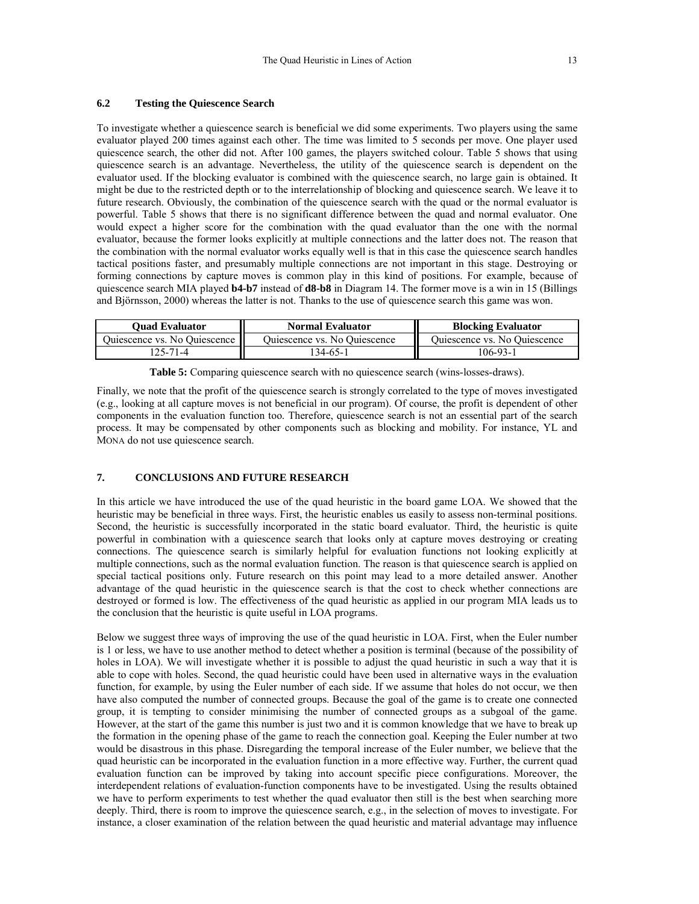### 6.2 Testing the Quiescence Search

To investigate whether a quiescence search is beneficial we did some experiments. Two players using the same evaluator played 200 times against each other. The time was limited to 5 seconds per move. One player used quiescence search, the other did not. After 100 games, the players switched colour. Table 5 shows that using quiescence search is an advantage. Nevertheless, the utility of the quiescence search is dependent on the evaluator used. If the blocking evaluator is combined with the quiescence search, no large gain is obtained. It might be due to the restricted depth or to the interrelationship of blocking and quiescence search. We leave it to future research. Obviously, the combination of the quiescence search with the quad or the normal evaluator is powerful. Table 5 shows that there is no significant difference between the quad and normal evaluator. One would expect a higher score for the combination with the quad evaluator than the one with the normal evaluator, because the former looks explicitly at multiple connections and the latter does not. The reason that the combination with the normal evaluator works equally well is that in this case the quiescence search handles tactical positions faster, and presumably multiple connections are not important in this stage. Destroying or forming connections by capture moves is common play in this kind of positions. For example, because of quiescence search MIA played **b4-b7** instead of **d8-b8** in Diagram 14. The former move is a win in 15 (Billings and Björnsson, 2000) whereas the latter is not. Thanks to the use of quiescence search this game was won.

| Quad Evaluator | Normal Evaluator | Blocking Evaluator |
|---|---|---|
| Quiescence vs. No Quiescence | Quiescence vs. No Quiescence | Quiescence vs. No Quiescence |
| 125-71-4 | 134-65-1 | 106-93-1 |

**Table 5:** Comparing quiescence search with no quiescence search (wins-losses-draws).

Finally, we note that the profit of the quiescence search is strongly correlated to the type of moves investigated (e.g., looking at all capture moves is not beneficial in our program). Of course, the profit is dependent of other components in the evaluation function too. Therefore, quiescence search is not an essential part of the search process. It may be compensated by other components such as blocking and mobility. For instance, YL and MONA do not use quiescence search.

## 7. CONCLUSIONS AND FUTURE RESEARCH

In this article we have introduced the use of the quad heuristic in the board game LOA. We showed that the heuristic may be beneficial in three ways. First, the heuristic enables us easily to assess non-terminal positions. Second, the heuristic is successfully incorporated in the static board evaluator. Third, the heuristic is quite powerful in combination with a quiescence search that looks only at capture moves destroying or creating connections. The quiescence search is similarly helpful for evaluation functions not looking explicitly at multiple connections, such as the normal evaluation function. The reason is that quiescence search is applied on special tactical positions only. Future research on this point may lead to a more detailed answer. Another advantage of the quad heuristic in the quiescence search is that the cost to check whether connections are destroyed or formed is low. The effectiveness of the quad heuristic as applied in our program MIA leads us to the conclusion that the heuristic is quite useful in LOA programs.

Below we suggest three ways of improving the use of the quad heuristic in LOA. First, when the Euler number is 1 or less, we have to use another method to detect whether a position is terminal (because of the possibility of holes in LOA). We will investigate whether it is possible to adjust the quad heuristic in such a way that it is able to cope with holes. Second, the quad heuristic could have been used in alternative ways in the evaluation function, for example, by using the Euler number of each side. If we assume that holes do not occur, we then have also computed the number of connected groups. Because the goal of the game is to create one connected group, it is tempting to consider minimising the number of connected groups as a subgoal of the game. However, at the start of the game this number is just two and it is common knowledge that we have to break up the formation in the opening phase of the game to reach the connection goal. Keeping the Euler number at two would be disastrous in this phase. Disregarding the temporal increase of the Euler number, we believe that the quad heuristic can be incorporated in the evaluation function in a more effective way. Further, the current quad evaluation function can be improved by taking into account specific piece configurations. Moreover, the interdependent relations of evaluation-function components have to be investigated. Using the results obtained we have to perform experiments to test whether the quad evaluator then still is the best when searching more deeply. Third, there is room to improve the quiescence search, e.g., in the selection of moves to investigate. For instance, a closer examination of the relation between the quad heuristic and material advantage may influence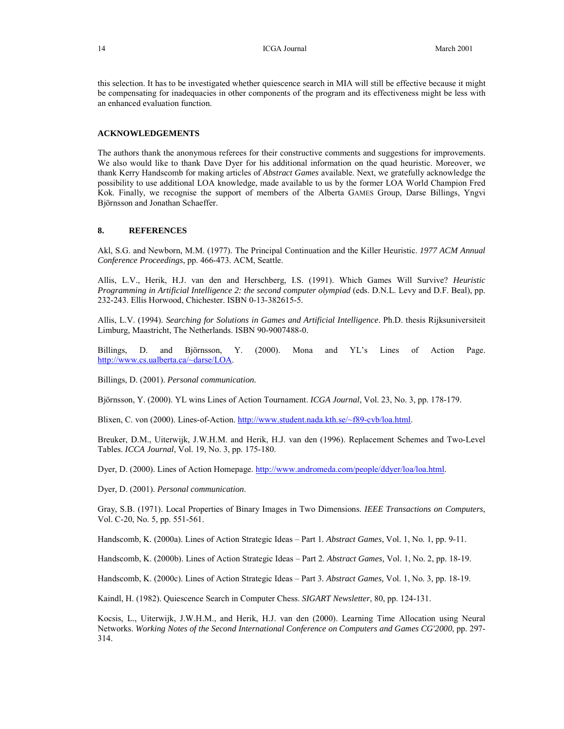this selection. It has to be investigated whether quiescence search in MIA will still be effective because it might be compensating for inadequacies in other components of the program and its effectiveness might be less with an enhanced evaluation function.

## ACKNOWLEDGEMENTS

The authors thank the anonymous referees for their constructive comments and suggestions for improvements. We also would like to thank Dave Dyer for his additional information on the quad heuristic. Moreover, we thank Kerry Handscomb for making articles of *Abstract Games* available. Next, we gratefully acknowledge the possibility to use additional LOA knowledge, made available to us by the former LOA World Champion Fred Kok. Finally, we recognise the support of members of the Alberta GAMES Group, Darse Billings, Yngvi Björnsson and Jonathan Schaeffer.

## 8. REFERENCES

Akl, S.G. and Newborn, M.M. (1977). The Principal Continuation and the Killer Heuristic. *1977 ACM Annual Conference Proceedings*, pp. 466-473. ACM, Seattle.

Allis, L.V., Herik, H.J. van den and Herschberg, I.S. (1991). Which Games Will Survive? *Heuristic Programming in Artificial Intelligence 2: the second computer olympiad* (eds. D.N.L. Levy and D.F. Beal), pp. 232-243. Ellis Horwood, Chichester. ISBN 0-13-382615-5.

Allis, L.V. (1994). *Searching for Solutions in Games and Artificial Intelligence*. Ph.D. thesis Rijksuniversiteit Limburg, Maastricht, The Netherlands. ISBN 90-9007488-0.

Billings, D. and Björnsson, Y. (2000). Mona and YL's Lines of Action Page. http://www.cs.ualberta.ca/~darse/LOA.

Billings, D. (2001). *Personal communication.*

Björnsson, Y. (2000). YL wins Lines of Action Tournament. *ICGA Journal*, Vol. 23, No. 3, pp. 178-179.

Blixen, C. von (2000). Lines-of-Action. http://www.student.nada.kth.se/~f89-cvb/loa.html.

Breuker, D.M., Uiterwijk, J.W.H.M. and Herik, H.J. van den (1996). Replacement Schemes and Two-Level Tables. *ICCA Journal*, Vol. 19, No. 3, pp. 175-180.

Dyer, D. (2000). Lines of Action Homepage. http://www.andromeda.com/people/ddyer/loa/loa.html.

Dyer, D. (2001). *Personal communication*.

Gray, S.B. (1971). Local Properties of Binary Images in Two Dimensions. *IEEE Transactions on Computers*, Vol. C-20, No. 5, pp. 551-561.

Handscomb, K. (2000a). Lines of Action Strategic Ideas – Part 1. *Abstract Games*, Vol. 1, No. 1, pp. 9-11.

Handscomb, K. (2000b). Lines of Action Strategic Ideas – Part 2. *Abstract Games,* Vol. 1, No. 2, pp. 18-19.

Handscomb, K. (2000c). Lines of Action Strategic Ideas – Part 3. *Abstract Games,* Vol. 1, No. 3, pp. 18-19.

Kaindl, H. (1982). Quiescence Search in Computer Chess. *SIGART Newsletter*, 80, pp. 124-131.

Kocsis, L., Uiterwijk, J.W.H.M., and Herik, H.J. van den (2000). Learning Time Allocation using Neural Networks. *Working Notes of the Second International Conference on Computers and Games CG'2000*, pp. 297-314.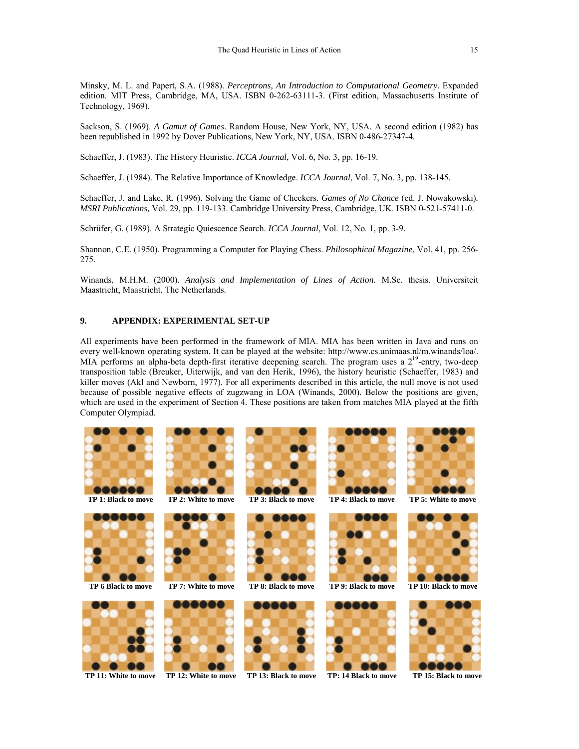Minsky, M. L. and Papert, S.A. (1988). *Perceptrons, An Introduction to Computational Geometry*. Expanded edition. MIT Press, Cambridge, MA, USA. ISBN 0-262-63111-3. (First edition, Massachusetts Institute of Technology, 1969).

Sackson, S. (1969). *A Gamut of Games*. Random House, New York, NY, USA. A second edition (1982) has been republished in 1992 by Dover Publications, New York, NY, USA. ISBN 0-486-27347-4.

Schaeffer, J. (1983). The History Heuristic. *ICCA Journal*, Vol. 6, No. 3, pp. 16-19.

Schaeffer, J. (1984). The Relative Importance of Knowledge. *ICCA Journal*, Vol. 7, No. 3, pp. 138-145.

Schaeffer, J. and Lake, R. (1996). Solving the Game of Checkers. *Games of No Chance* (ed. J. Nowakowski). *MSRI Publications,* Vol. 29, pp. 119-133. Cambridge University Press, Cambridge, UK. ISBN 0-521-57411-0.

Schrüfer, G. (1989). A Strategic Quiescence Search. *ICCA Journal*, Vol. 12, No. 1, pp. 3-9.

Shannon, C.E. (1950). Programming a Computer for Playing Chess. *Philosophical Magazine*, Vol. 41, pp. 256-275.

Winands, M.H.M. (2000). *Analysis and Implementation of Lines of Action*. M.Sc. thesis. Universiteit Maastricht, Maastricht, The Netherlands.

## 9. APPENDIX: EXPERIMENTAL SET-UP

All experiments have been performed in the framework of MIA. MIA has been written in Java and runs on every well-known operating system. It can be played at the website: http://www.cs.unimaas.nl/m.winands/loa/. MIA performs an alpha-beta depth-first iterative deepening search. The program uses a $2^{19}$-entry, two-deep transposition table (Breuker, Uiterwijk, and van den Herik, 1996), the history heuristic (Schaeffer, 1983) and killer moves (Akl and Newborn, 1977). For all experiments described in this article, the null move is not used because of possible negative effects of zugzwang in LOA (Winands, 2000). Below the positions are given, which are used in the experiment of Section 4. These positions are taken from matches MIA played at the fifth Computer Olympiad.

**TP 1: Black to move**

**TP 2: White to move**

**TP 3: Black to move**

**TP 4: Black to move**

**TP 5: White to move**

**TP 6 Black to move**

**TP 7: White to move**

**TP 8: Black to move**

**TP 9: Black to move**

**TP 10: Black to move**

**TP 11: White to move**

**TP 12: White to move**

**TP 13: Black to move**

**TP: 14 Black to move**

**TP 15: Black to move**